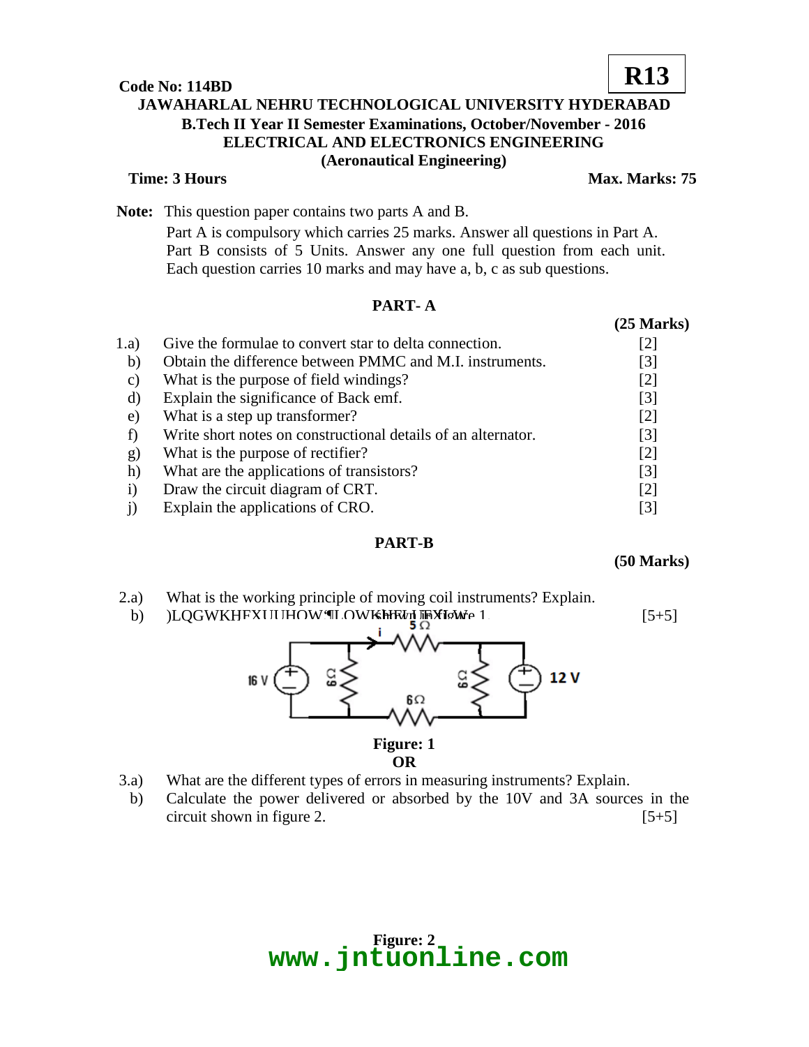**Code No: 114BD**

**R13**

**JAWAHARLAL NEHRU TECHNOLOGICAL UNIVERSITY HYDERABAD**
**B.Tech II Year II Semester Examinations, October/November - 2016**
**ELECTRICAL AND ELECTRONICS ENGINEERING**
**(Aeronautical Engineering)**

**Time: 3 Hours** **Max. Marks: 75**

**Note:** This question paper contains two parts A and B.
Part A is compulsory which carries 25 marks. Answer all questions in Part A.
Part B consists of 5 Units. Answer any one full question from each unit.
Each question carries 10 marks and may have a, b, c as sub questions.

## PART- A

**(25 Marks)**

1.a) Give the formulae to convert star to delta connection. [2]
b) Obtain the difference between PMMC and M.I. instruments. [3]
c) What is the purpose of field windings? [2]
d) Explain the significance of Back emf. [3]
e) What is a step up transformer? [2]
f) Write short notes on constructional details of an alternator. [3]
g) What is the purpose of rectifier? [2]
h) What are the applications of transistors? [3]
i) Draw the circuit diagram of CRT. [2]
j) Explain the applications of CRO. [3]

## PART-B

**(50 Marks)**

2.a) What is the working principle of moving coil instruments? Explain.
b) )LQGWKHFXUUHQW¶L¶LQWKHFLUFXLW shown in figure 1. [5+5]

i
5 Ω
16 V
6Ω
6Ω
6Ω
12 V

**Figure: 1**

**OR**

3.a) What are the different types of errors in measuring instruments? Explain.
b) Calculate the power delivered or absorbed by the 10V and 3A sources in the circuit shown in figure 2. [5+5]

**Figure: 2**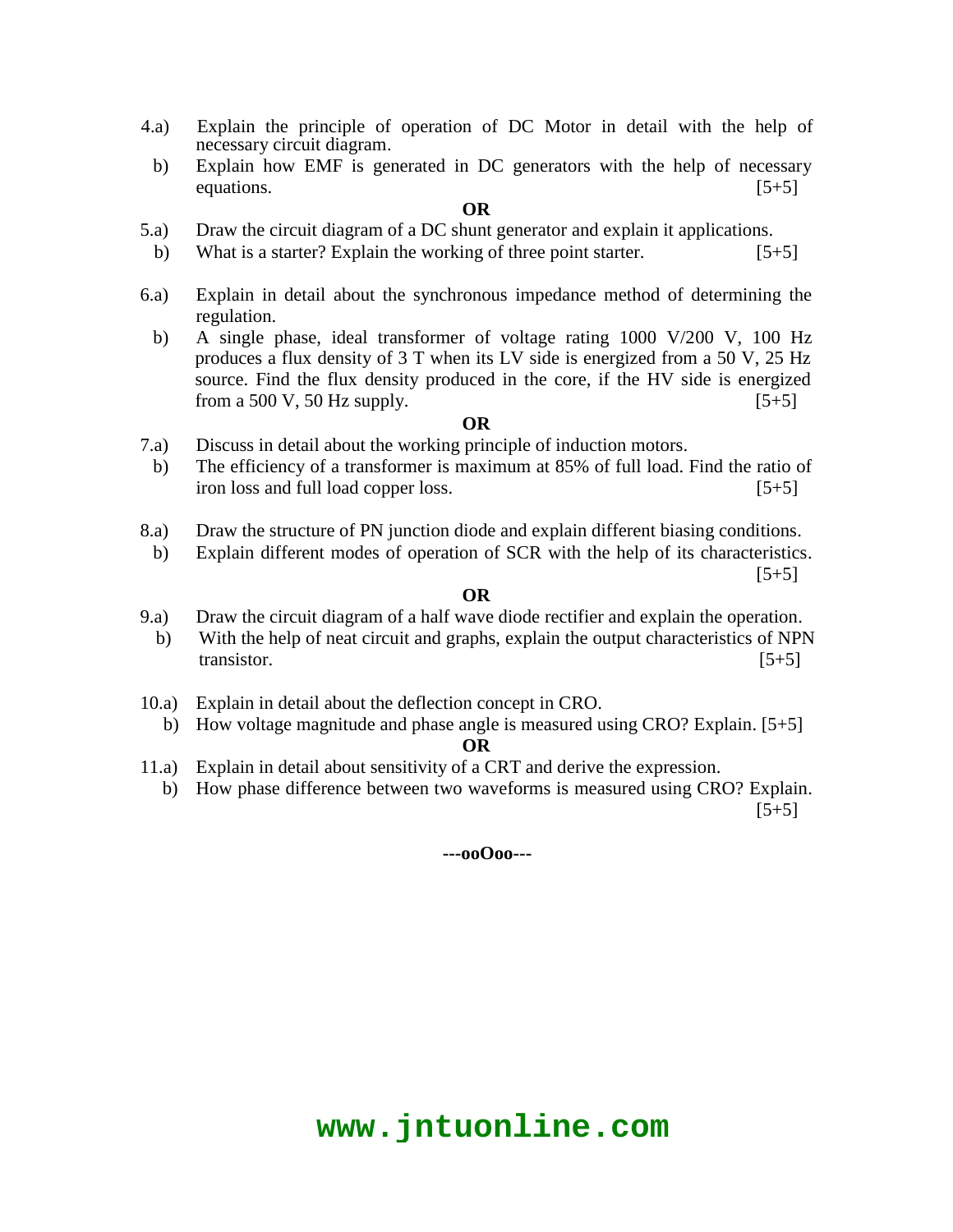4.a) Explain the principle of operation of DC Motor in detail with the help of necessary circuit diagram.

b) Explain how EMF is generated in DC generators with the help of necessary equations. [5+5]

**OR**

5.a) Draw the circuit diagram of a DC shunt generator and explain it applications.

b) What is a starter? Explain the working of three point starter. [5+5]

6.a) Explain in detail about the synchronous impedance method of determining the regulation.

b) A single phase, ideal transformer of voltage rating 1000 V/200 V, 100 Hz produces a flux density of 3 T when its LV side is energized from a 50 V, 25 Hz source. Find the flux density produced in the core, if the HV side is energized from a 500 V, 50 Hz supply. [5+5]

**OR**

7.a) Discuss in detail about the working principle of induction motors.

b) The efficiency of a transformer is maximum at 85% of full load. Find the ratio of iron loss and full load copper loss. [5+5]

8.a) Draw the structure of PN junction diode and explain different biasing conditions.

b) Explain different modes of operation of SCR with the help of its characteristics. [5+5]

**OR**

9.a) Draw the circuit diagram of a half wave diode rectifier and explain the operation.

b) With the help of neat circuit and graphs, explain the output characteristics of NPN transistor. [5+5]

10.a) Explain in detail about the deflection concept in CRO.

b) How voltage magnitude and phase angle is measured using CRO? Explain. [5+5]

**OR**

11.a) Explain in detail about sensitivity of a CRT and derive the expression.

b) How phase difference between two waveforms is measured using CRO? Explain. [5+5]

**---ooOoo---**